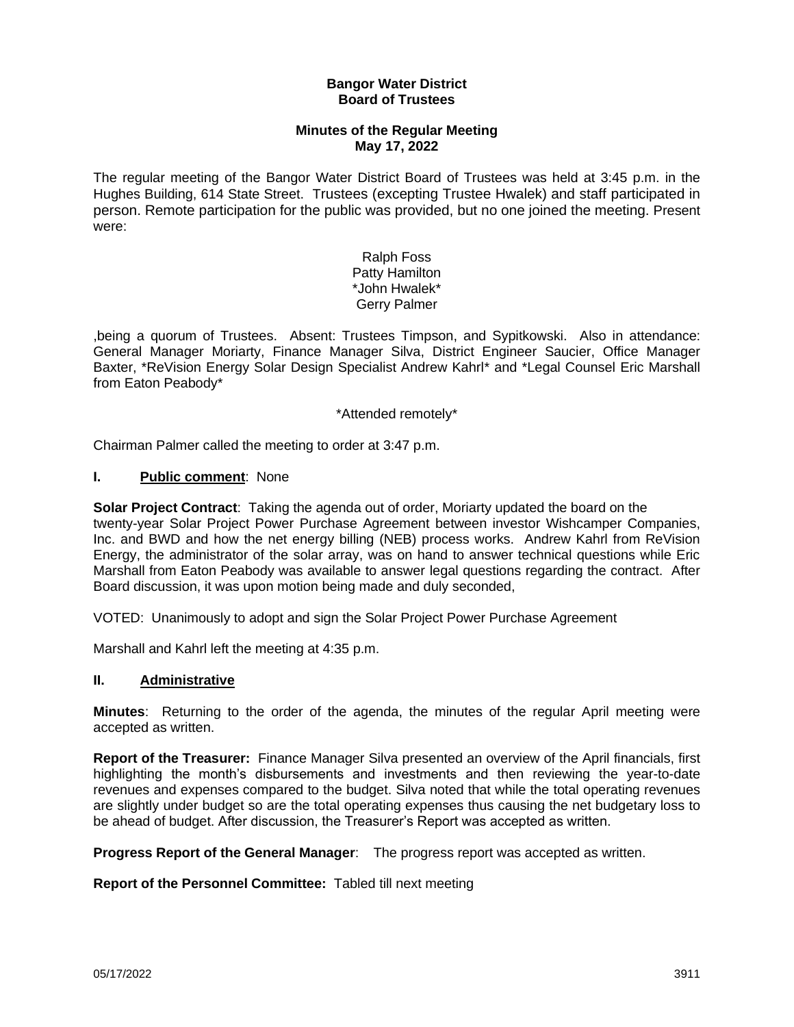**Bangor Water District**
**Board of Trustees**

**Minutes of the Regular Meeting**
**May 17, 2022**

The regular meeting of the Bangor Water District Board of Trustees was held at 3:45 p.m. in the Hughes Building, 614 State Street. Trustees (excepting Trustee Hwalek) and staff participated in person. Remote participation for the public was provided, but no one joined the meeting. Present were:

Ralph Foss
Patty Hamilton
*John Hwalek*
Gerry Palmer

,being a quorum of Trustees. Absent: Trustees Timpson, and Sypitkowski. Also in attendance: General Manager Moriarty, Finance Manager Silva, District Engineer Saucier, Office Manager Baxter, *ReVision Energy Solar Design Specialist Andrew Kahrl* and *Legal Counsel Eric Marshall from Eaton Peabody*

*Attended remotely*

Chairman Palmer called the meeting to order at 3:47 p.m.

**I. Public comment**: None

**Solar Project Contract**: Taking the agenda out of order, Moriarty updated the board on the twenty-year Solar Project Power Purchase Agreement between investor Wishcamper Companies, Inc. and BWD and how the net energy billing (NEB) process works. Andrew Kahrl from ReVision Energy, the administrator of the solar array, was on hand to answer technical questions while Eric Marshall from Eaton Peabody was available to answer legal questions regarding the contract. After Board discussion, it was upon motion being made and duly seconded,

VOTED: Unanimously to adopt and sign the Solar Project Power Purchase Agreement

Marshall and Kahrl left the meeting at 4:35 p.m.

**II. Administrative**

**Minutes**: Returning to the order of the agenda, the minutes of the regular April meeting were accepted as written.

**Report of the Treasurer:** Finance Manager Silva presented an overview of the April financials, first highlighting the month's disbursements and investments and then reviewing the year-to-date revenues and expenses compared to the budget. Silva noted that while the total operating revenues are slightly under budget so are the total operating expenses thus causing the net budgetary loss to be ahead of budget. After discussion, the Treasurer's Report was accepted as written.

**Progress Report of the General Manager**: The progress report was accepted as written.

**Report of the Personnel Committee:** Tabled till next meeting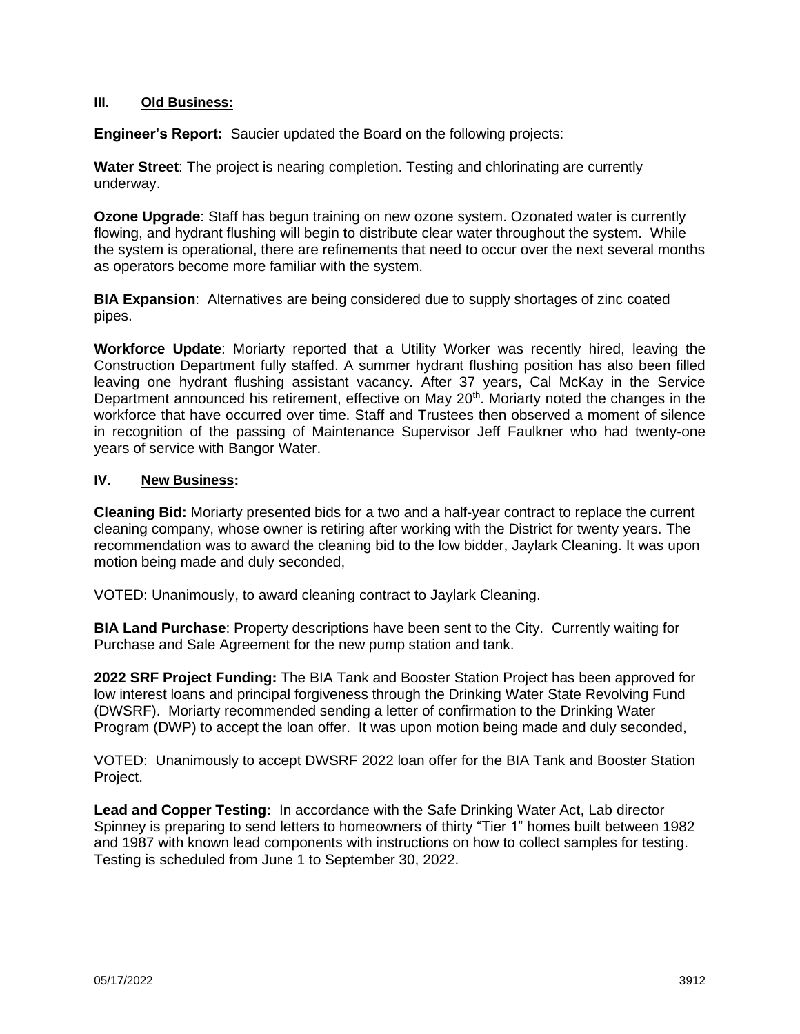## III. Old Business:

**Engineer's Report:** Saucier updated the Board on the following projects:

**Water Street**: The project is nearing completion. Testing and chlorinating are currently underway.

**Ozone Upgrade**: Staff has begun training on new ozone system. Ozonated water is currently flowing, and hydrant flushing will begin to distribute clear water throughout the system. While the system is operational, there are refinements that need to occur over the next several months as operators become more familiar with the system.

**BIA Expansion**: Alternatives are being considered due to supply shortages of zinc coated pipes.

**Workforce Update**: Moriarty reported that a Utility Worker was recently hired, leaving the Construction Department fully staffed. A summer hydrant flushing position has also been filled leaving one hydrant flushing assistant vacancy. After 37 years, Cal McKay in the Service Department announced his retirement, effective on May 20th. Moriarty noted the changes in the workforce that have occurred over time. Staff and Trustees then observed a moment of silence in recognition of the passing of Maintenance Supervisor Jeff Faulkner who had twenty-one years of service with Bangor Water.

## IV. New Business:

**Cleaning Bid:** Moriarty presented bids for a two and a half-year contract to replace the current cleaning company, whose owner is retiring after working with the District for twenty years. The recommendation was to award the cleaning bid to the low bidder, Jaylark Cleaning. It was upon motion being made and duly seconded,

VOTED: Unanimously, to award cleaning contract to Jaylark Cleaning.

**BIA Land Purchase**: Property descriptions have been sent to the City. Currently waiting for Purchase and Sale Agreement for the new pump station and tank.

**2022 SRF Project Funding:** The BIA Tank and Booster Station Project has been approved for low interest loans and principal forgiveness through the Drinking Water State Revolving Fund (DWSRF). Moriarty recommended sending a letter of confirmation to the Drinking Water Program (DWP) to accept the loan offer. It was upon motion being made and duly seconded,

VOTED: Unanimously to accept DWSRF 2022 loan offer for the BIA Tank and Booster Station Project.

**Lead and Copper Testing:** In accordance with the Safe Drinking Water Act, Lab director Spinney is preparing to send letters to homeowners of thirty "Tier 1" homes built between 1982 and 1987 with known lead components with instructions on how to collect samples for testing. Testing is scheduled from June 1 to September 30, 2022.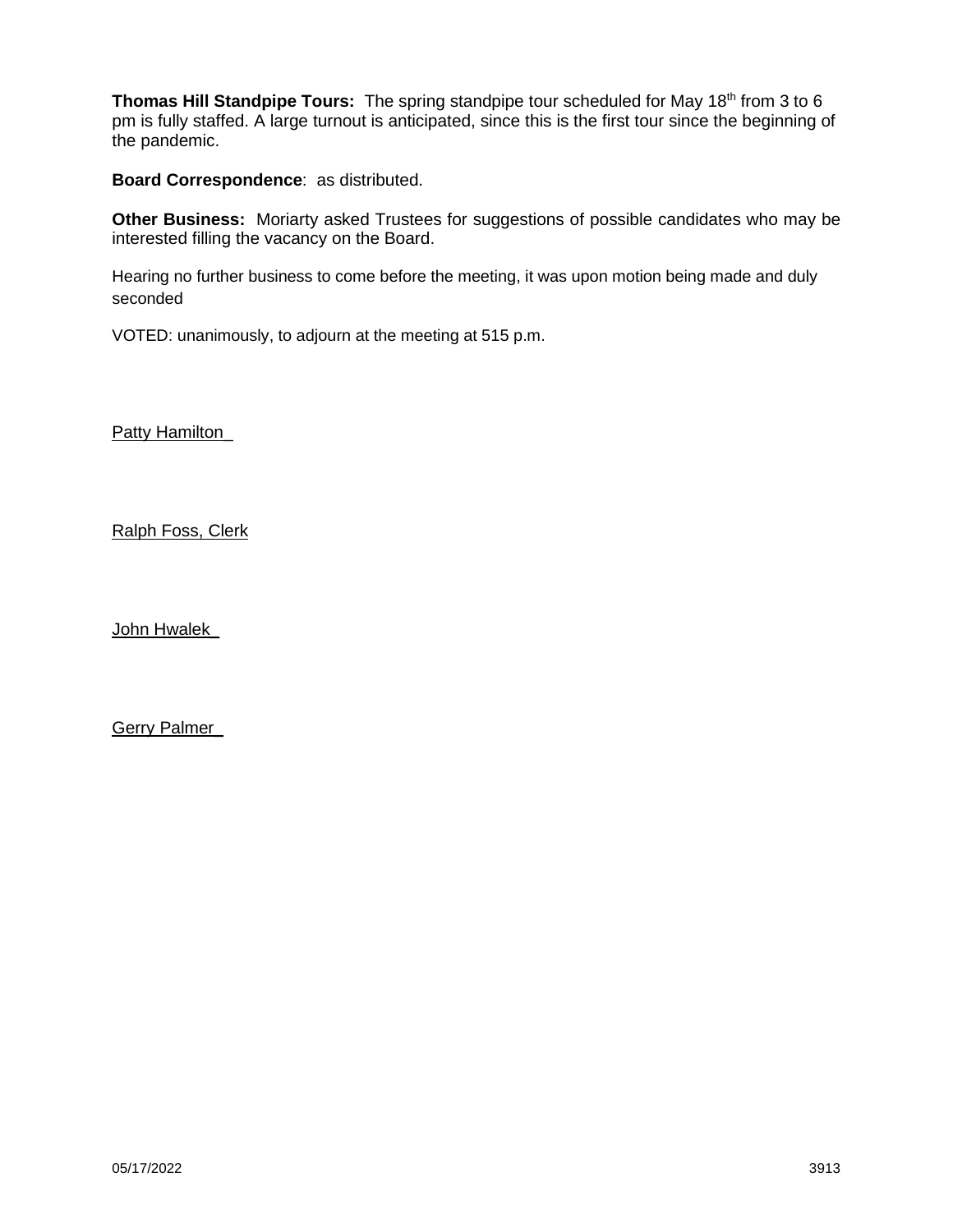**Thomas Hill Standpipe Tours:** The spring standpipe tour scheduled for May 18th from 3 to 6 pm is fully staffed. A large turnout is anticipated, since this is the first tour since the beginning of the pandemic.

**Board Correspondence**: as distributed.

**Other Business:** Moriarty asked Trustees for suggestions of possible candidates who may be interested filling the vacancy on the Board.

Hearing no further business to come before the meeting, it was upon motion being made and duly seconded

VOTED: unanimously, to adjourn at the meeting at 515 p.m.

Patty Hamilton

Ralph Foss, Clerk

John Hwalek

Gerry Palmer